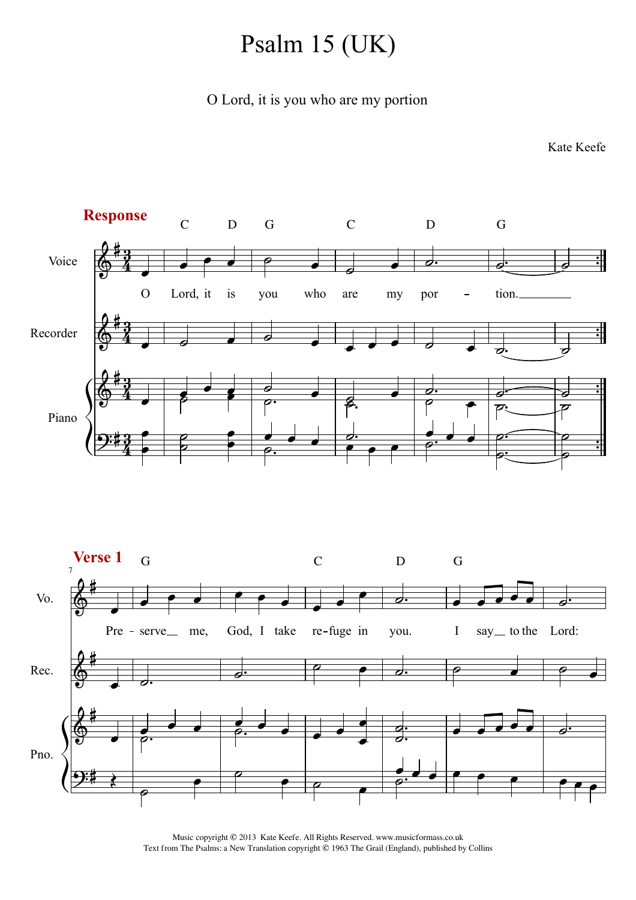# Psalm 15 (UK)

O Lord, it is you who are my portion

Kate Keefe

**Response**

O Lord, it is you who are my portion.

**Verse 1**

Preserve me, God, I take refuge in you. I say to the Lord:

Music copyright © 2013 Kate Keefe. All Rights Reserved. www.musicformass.co.uk
Text from The Psalms: a New Translation copyright © 1963 The Grail (England), published by Collins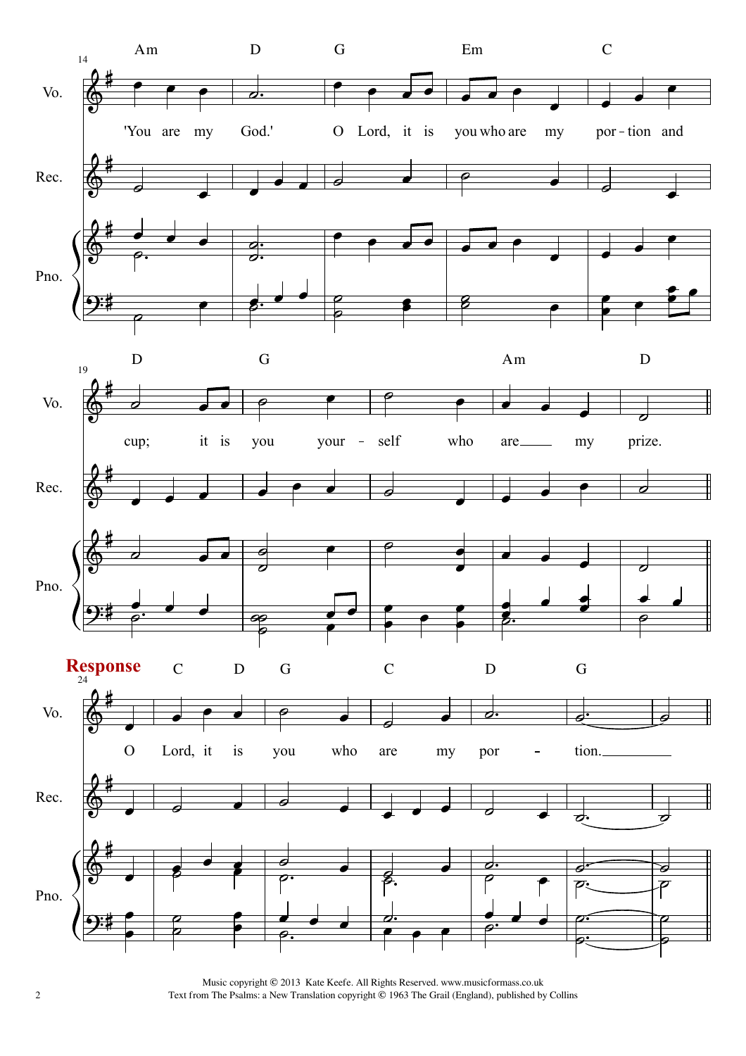**Response**

Music copyright © 2013 Kate Keefe. All Rights Reserved. www.musicformass.co.uk
Text from The Psalms: a New Translation copyright © 1963 The Grail (England), published by Collins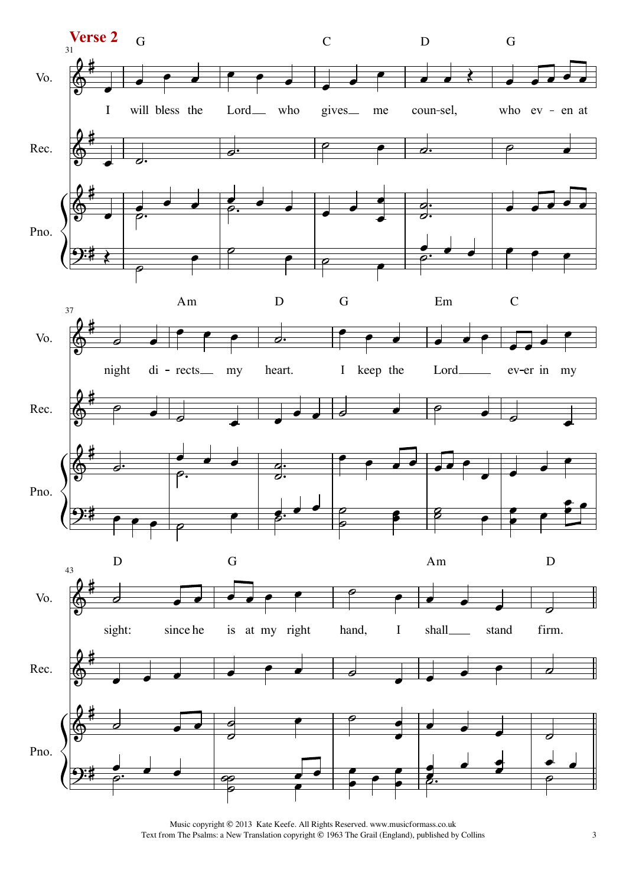**Verse 2**

I will bless the Lord who gives me coun-sel, who ev - en at night di - rects my heart. I keep the Lord ev-er in my sight: since he is at my right hand, I shall stand firm.

Music copyright © 2013 Kate Keefe. All Rights Reserved. www.musicformass.co.uk
Text from The Psalms: a New Translation copyright © 1963 The Grail (England), published by Collins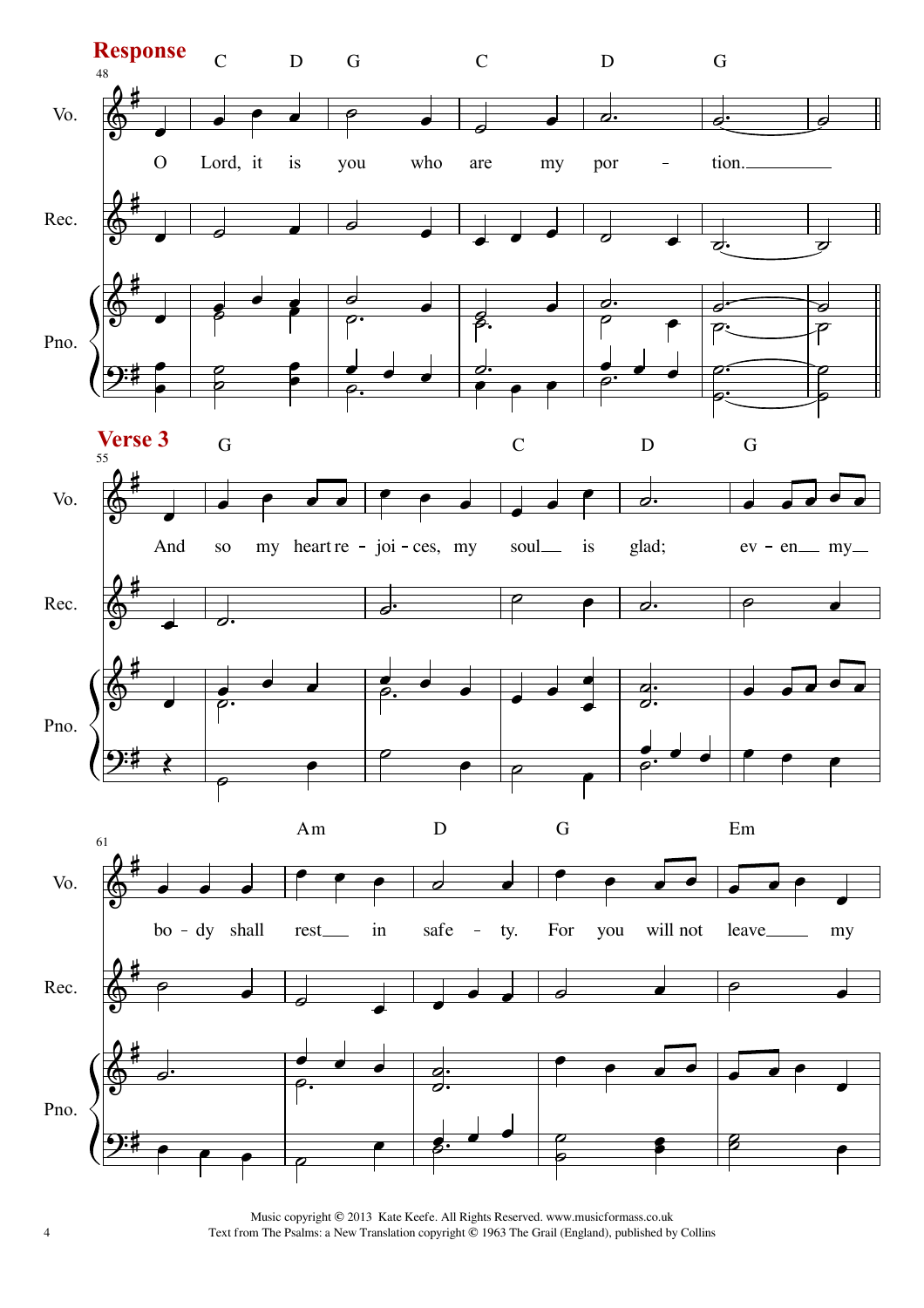## Response

O Lord, it is you who are my portion.

## Verse 3

And so my heart rejoices, my soul is glad; even my body shall rest in safety. For you will not leave my

Music copyright © 2013 Kate Keefe. All Rights Reserved. www.musicformass.co.uk
Text from The Psalms: a New Translation copyright © 1963 The Grail (England), published by Collins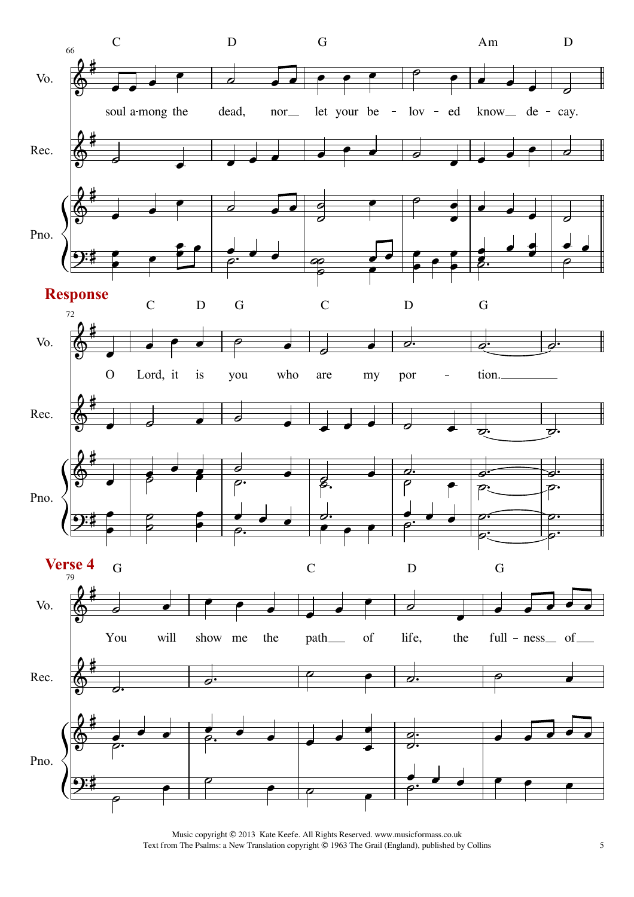**Response**

**Verse 4**

Music copyright © 2013 Kate Keefe. All Rights Reserved. www.musicformass.co.uk
Text from The Psalms: a New Translation copyright © 1963 The Grail (England), published by Collins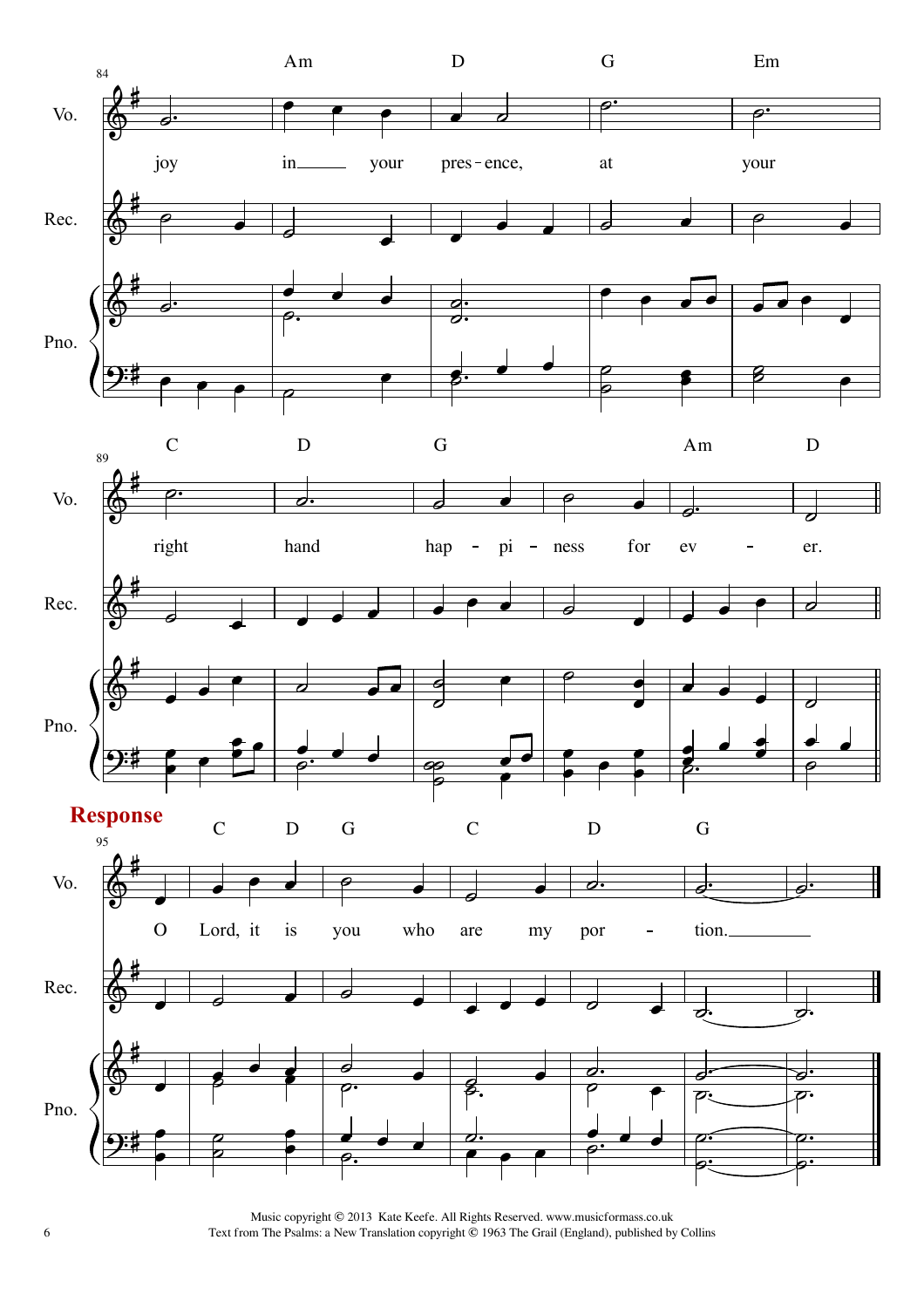**Response**

Music copyright © 2013 Kate Keefe. All Rights Reserved. www.musicformass.co.uk
Text from The Psalms: a New Translation copyright © 1963 The Grail (England), published by Collins